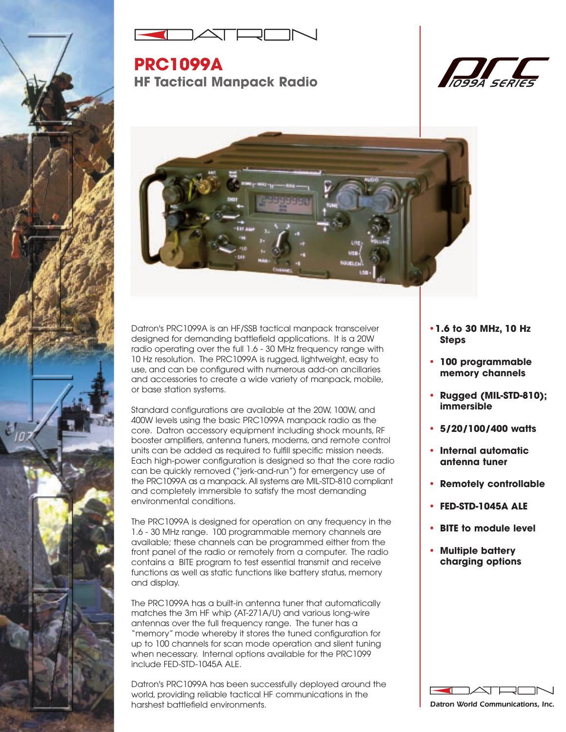DATRON

# PRC1099A

## HF Tactical Manpack Radio

prc 1099A SERIES

Datron's PRC1099A is an HF/SSB tactical manpack transceiver designed for demanding battlefield applications. It is a 20W radio operating over the full 1.6 - 30 MHz frequency range with 10 Hz resolution. The PRC1099A is rugged, lightweight, easy to use, and can be configured with numerous add-on ancillaries and accessories to create a wide variety of manpack, mobile, or base station systems.

Standard configurations are available at the 20W, 100W, and 400W levels using the basic PRC1099A manpack radio as the core. Datron accessory equipment including shock mounts, RF booster amplifiers, antenna tuners, modems, and remote control units can be added as required to fulfill specific mission needs. Each high-power configuration is designed so that the core radio can be quickly removed ("jerk-and-run") for emergency use of the PRC1099A as a manpack. All systems are MIL-STD-810 compliant and completely immersible to satisfy the most demanding environmental conditions.

The PRC1099A is designed for operation on any frequency in the 1.6 - 30 MHz range. 100 programmable memory channels are available; these channels can be programmed either from the front panel of the radio or remotely from a computer. The radio contains a BITE program to test essential transmit and receive functions as well as static functions like battery status, memory and display.

The PRC1099A has a built-in antenna tuner that automatically matches the 3m HF whip (AT-271A/U) and various long-wire antennas over the full frequency range. The tuner has a "memory" mode whereby it stores the tuned configuration for up to 100 channels for scan mode operation and silent tuning when necessary. Internal options available for the PRC1099 include FED-STD-1045A ALE.

Datron's PRC1099A has been successfully deployed around the world, providing reliable tactical HF communications in the harshest battlefield environments.

- **1.6 to 30 MHz, 10 Hz Steps**
- **100 programmable memory channels**
- **Rugged (MIL-STD-810); immersible**
- **5/20/100/400 watts**
- **Internal automatic antenna tuner**
- **Remotely controllable**
- **FED-STD-1045A ALE**
- **BITE to module level**
- **Multiple battery charging options**

DATRON

*Datron World Communications, Inc.*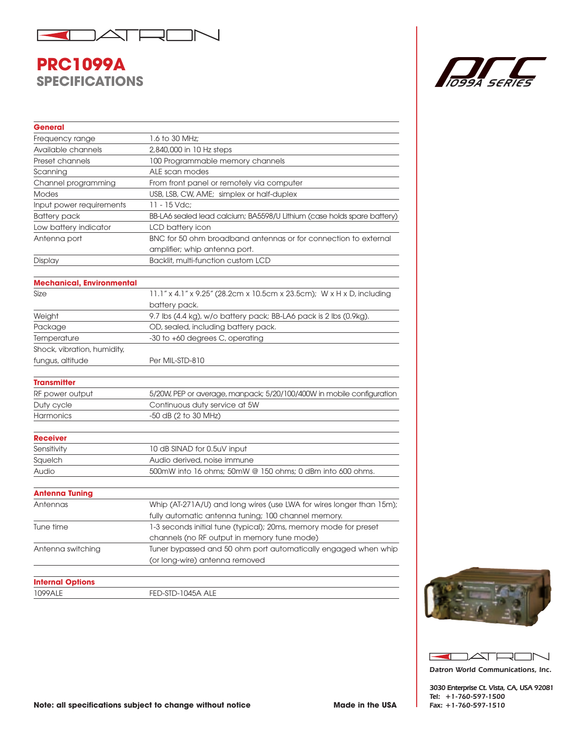# PRC1099A

## SPECIFICATIONS

| | |
|---|---|
| **General** | |
| Frequency range | 1.6 to 30 MHz; |
| Available channels | 2,840,000 in 10 Hz steps |
| Preset channels | 100 Programmable memory channels |
| Scanning | ALE scan modes |
| Channel programming | From front panel or remotely via computer |
| Modes | USB, LSB, CW, AME; simplex or half-duplex |
| Input power requirements | 11 - 15 Vdc; |
| Battery pack | BB-LA6 sealed lead calcium; BA5598/U Lithium (case holds spare battery) |
| Low battery indicator | LCD battery icon |
| Antenna port | BNC for 50 ohm broadband antennas or for connection to external amplifier; whip antenna port. |
| Display | Backlit, multi-function custom LCD |
| **Mechanical, Environmental** | |
| Size | 11.1" x 4.1" x 9.25" (28.2cm x 10.5cm x 23.5cm); W x H x D, including battery pack. |
| Weight | 9.7 lbs (4.4 kg), w/o battery pack; BB-LA6 pack is 2 lbs (0.9kg). |
| Package | OD, sealed, including battery pack. |
| Temperature | -30 to +60 degrees C, operating |
| Shock, vibration, humidity, fungus, altitude | Per MIL-STD-810 |
| **Transmitter** | |
| RF power output | 5/20W, PEP or average, manpack; 5/20/100/400W in mobile configuration |
| Duty cycle | Continuous duty service at 5W |
| Harmonics | -50 dB (2 to 30 MHz) |
| **Receiver** | |
| Sensitivity | 10 dB SINAD for 0.5uV input |
| Squelch | Audio derived, noise immune |
| Audio | 500mW into 16 ohms; 50mW @ 150 ohms; 0 dBm into 600 ohms. |
| **Antenna Tuning** | |
| Antennas | Whip (AT-271A/U) and long wires (use LWA for wires longer than 15m); fully automatic antenna tuning; 100 channel memory. |
| Tune time | 1-3 seconds initial tune (typical); 20ms, memory mode for preset channels (no RF output in memory tune mode) |
| Antenna switching | Tuner bypassed and 50 ohm port automatically engaged when whip (or long-wire) antenna removed |
| **Internal Options** | |
| 1099ALE | FED-STD-1045A ALE |

**Note: all specifications subject to change without notice**

**Made in the USA**

prc 1099A SERIES

**Datron World Communications, Inc.**

3030 Enterprise Ct. Vista, CA, USA 92081
Tel: +1-760-597-1500
Fax: +1-760-597-1510